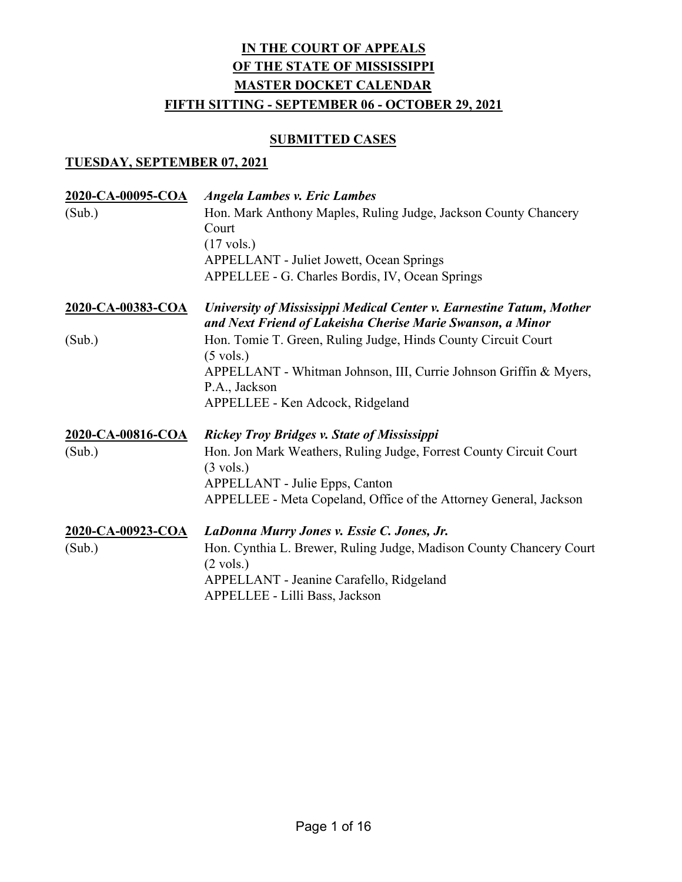# IN THE COURT OF APPEALS
# OF THE STATE OF MISSISSIPPI
# MASTER DOCKET CALENDAR
# FIFTH SITTING - SEPTEMBER 06 - OCTOBER 29, 2021

## SUBMITTED CASES

### TUESDAY, SEPTEMBER 07, 2021

**2020-CA-00095-COA** *Angela Lambes v. Eric Lambes*
(Sub.)
Hon. Mark Anthony Maples, Ruling Judge, Jackson County Chancery Court
(17 vols.)
APPELLANT - Juliet Jowett, Ocean Springs
APPELLEE - G. Charles Bordis, IV, Ocean Springs

**2020-CA-00383-COA** *University of Mississippi Medical Center v. Earnestine Tatum, Mother and Next Friend of Lakeisha Cherise Marie Swanson, a Minor*
(Sub.)
Hon. Tomie T. Green, Ruling Judge, Hinds County Circuit Court
(5 vols.)
APPELLANT - Whitman Johnson, III, Currie Johnson Griffin & Myers, P.A., Jackson
APPELLEE - Ken Adcock, Ridgeland

**2020-CA-00816-COA** *Rickey Troy Bridges v. State of Mississippi*
(Sub.)
Hon. Jon Mark Weathers, Ruling Judge, Forrest County Circuit Court
(3 vols.)
APPELLANT - Julie Epps, Canton
APPELLEE - Meta Copeland, Office of the Attorney General, Jackson

**2020-CA-00923-COA** *LaDonna Murry Jones v. Essie C. Jones, Jr.*
(Sub.)
Hon. Cynthia L. Brewer, Ruling Judge, Madison County Chancery Court
(2 vols.)
APPELLANT - Jeanine Carafello, Ridgeland
APPELLEE - Lilli Bass, Jackson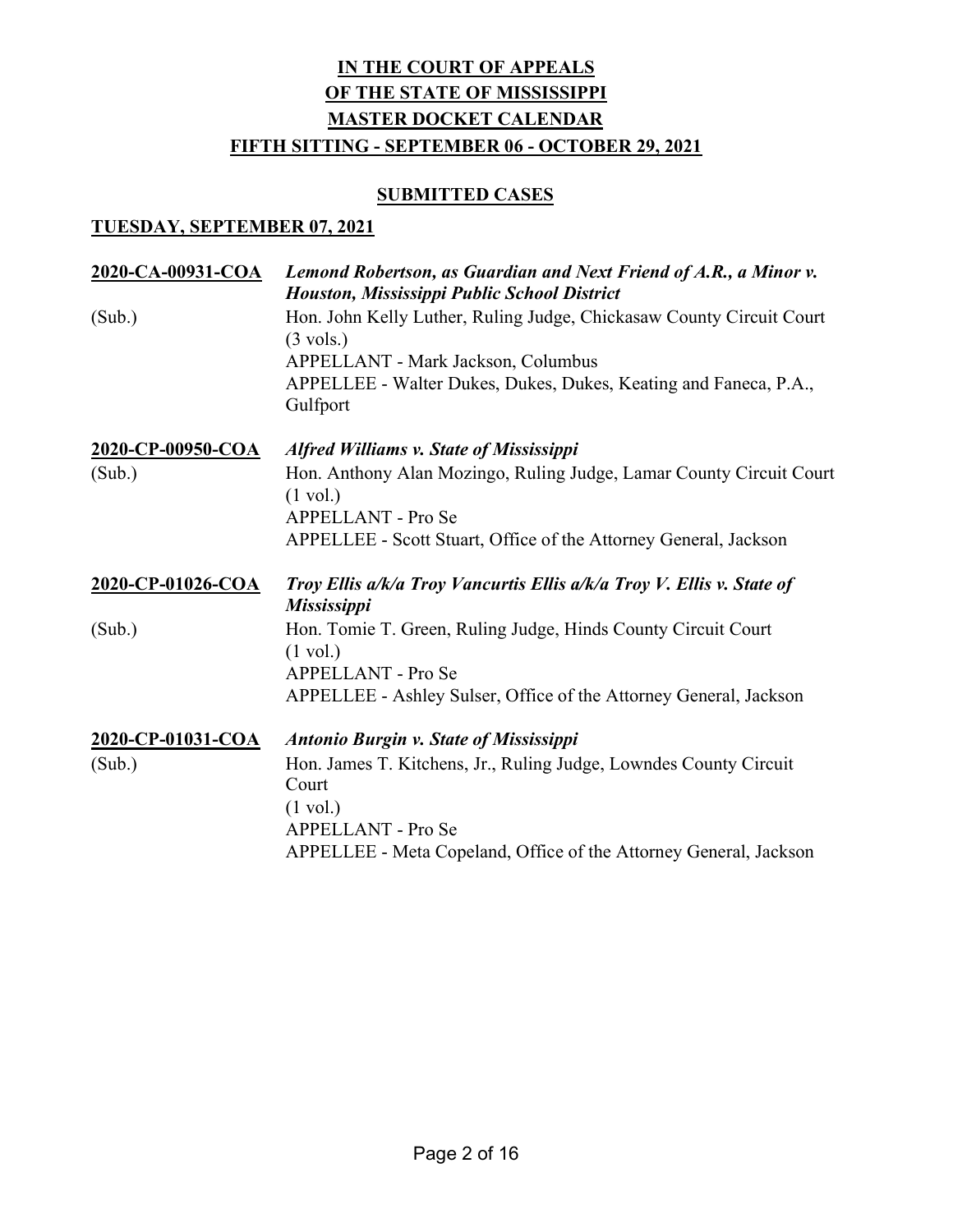# IN THE COURT OF APPEALS
# OF THE STATE OF MISSISSIPPI
# MASTER DOCKET CALENDAR
# FIFTH SITTING - SEPTEMBER 06 - OCTOBER 29, 2021

## SUBMITTED CASES

### TUESDAY, SEPTEMBER 07, 2021

**2020-CA-00931-COA** — ***Lemond Robertson, as Guardian and Next Friend of A.R., a Minor v. Houston, Mississippi Public School District***

(Sub.)
Hon. John Kelly Luther, Ruling Judge, Chickasaw County Circuit Court
(3 vols.)
APPELLANT - Mark Jackson, Columbus
APPELLEE - Walter Dukes, Dukes, Dukes, Keating and Faneca, P.A., Gulfport

**2020-CP-00950-COA** — ***Alfred Williams v. State of Mississippi***

(Sub.)
Hon. Anthony Alan Mozingo, Ruling Judge, Lamar County Circuit Court
(1 vol.)
APPELLANT - Pro Se
APPELLEE - Scott Stuart, Office of the Attorney General, Jackson

**2020-CP-01026-COA** — ***Troy Ellis a/k/a Troy Vancurtis Ellis a/k/a Troy V. Ellis v. State of Mississippi***

(Sub.)
Hon. Tomie T. Green, Ruling Judge, Hinds County Circuit Court
(1 vol.)
APPELLANT - Pro Se
APPELLEE - Ashley Sulser, Office of the Attorney General, Jackson

**2020-CP-01031-COA** — ***Antonio Burgin v. State of Mississippi***

(Sub.)
Hon. James T. Kitchens, Jr., Ruling Judge, Lowndes County Circuit Court
(1 vol.)
APPELLANT - Pro Se
APPELLEE - Meta Copeland, Office of the Attorney General, Jackson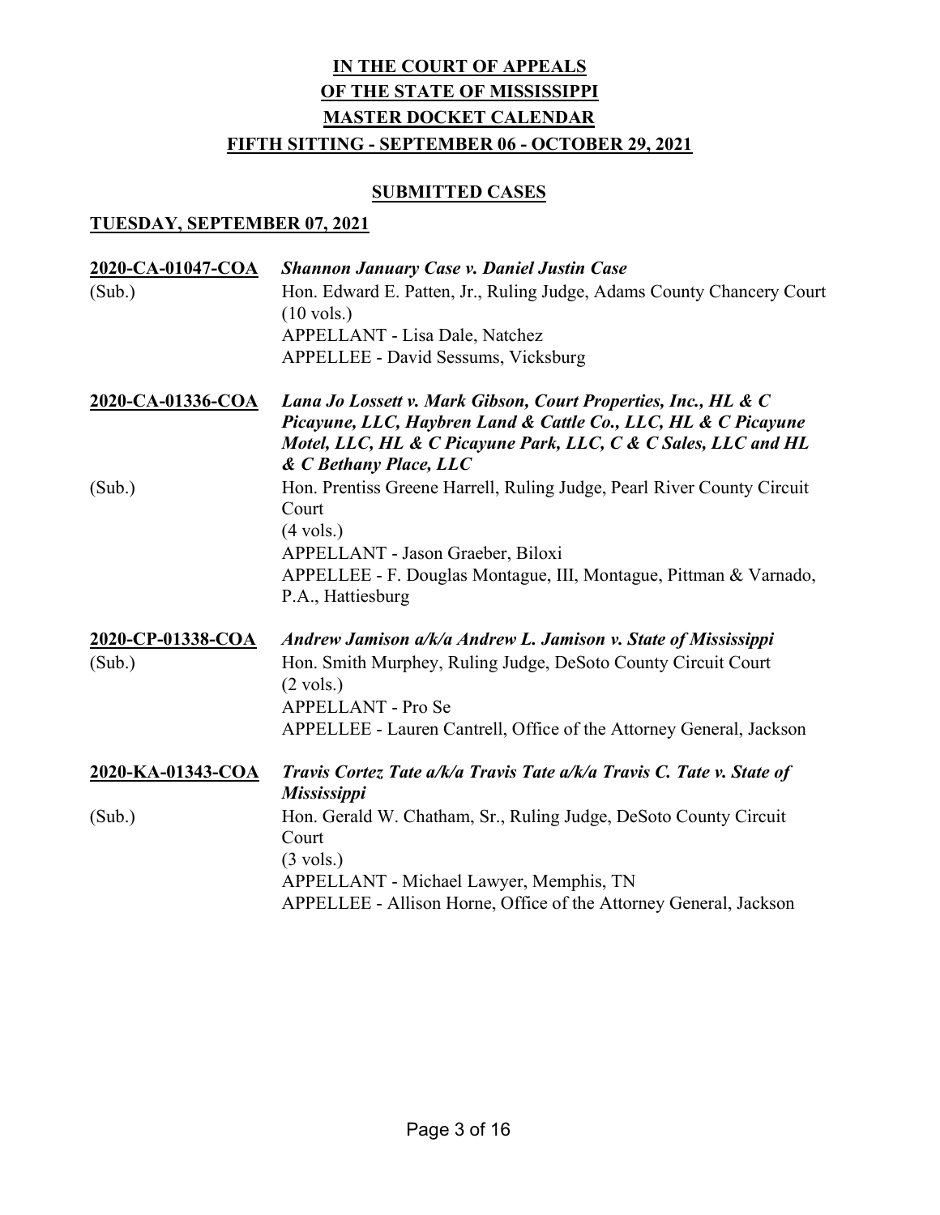# IN THE COURT OF APPEALS
# OF THE STATE OF MISSISSIPPI
# MASTER DOCKET CALENDAR
# FIFTH SITTING - SEPTEMBER 06 - OCTOBER 29, 2021

## SUBMITTED CASES

### TUESDAY, SEPTEMBER 07, 2021

**2020-CA-01047-COA** *Shannon January Case v. Daniel Justin Case*
(Sub.)
Hon. Edward E. Patten, Jr., Ruling Judge, Adams County Chancery Court
(10 vols.)
APPELLANT - Lisa Dale, Natchez
APPELLEE - David Sessums, Vicksburg

**2020-CA-01336-COA** *Lana Jo Lossett v. Mark Gibson, Court Properties, Inc., HL & C Picayune, LLC, Haybren Land & Cattle Co., LLC, HL & C Picayune Motel, LLC, HL & C Picayune Park, LLC, C & C Sales, LLC and HL & C Bethany Place, LLC*
(Sub.)
Hon. Prentiss Greene Harrell, Ruling Judge, Pearl River County Circuit Court
(4 vols.)
APPELLANT - Jason Graeber, Biloxi
APPELLEE - F. Douglas Montague, III, Montague, Pittman & Varnado, P.A., Hattiesburg

**2020-CP-01338-COA** *Andrew Jamison a/k/a Andrew L. Jamison v. State of Mississippi*
(Sub.)
Hon. Smith Murphey, Ruling Judge, DeSoto County Circuit Court
(2 vols.)
APPELLANT - Pro Se
APPELLEE - Lauren Cantrell, Office of the Attorney General, Jackson

**2020-KA-01343-COA** *Travis Cortez Tate a/k/a Travis Tate a/k/a Travis C. Tate v. State of Mississippi*
(Sub.)
Hon. Gerald W. Chatham, Sr., Ruling Judge, DeSoto County Circuit Court
(3 vols.)
APPELLANT - Michael Lawyer, Memphis, TN
APPELLEE - Allison Horne, Office of the Attorney General, Jackson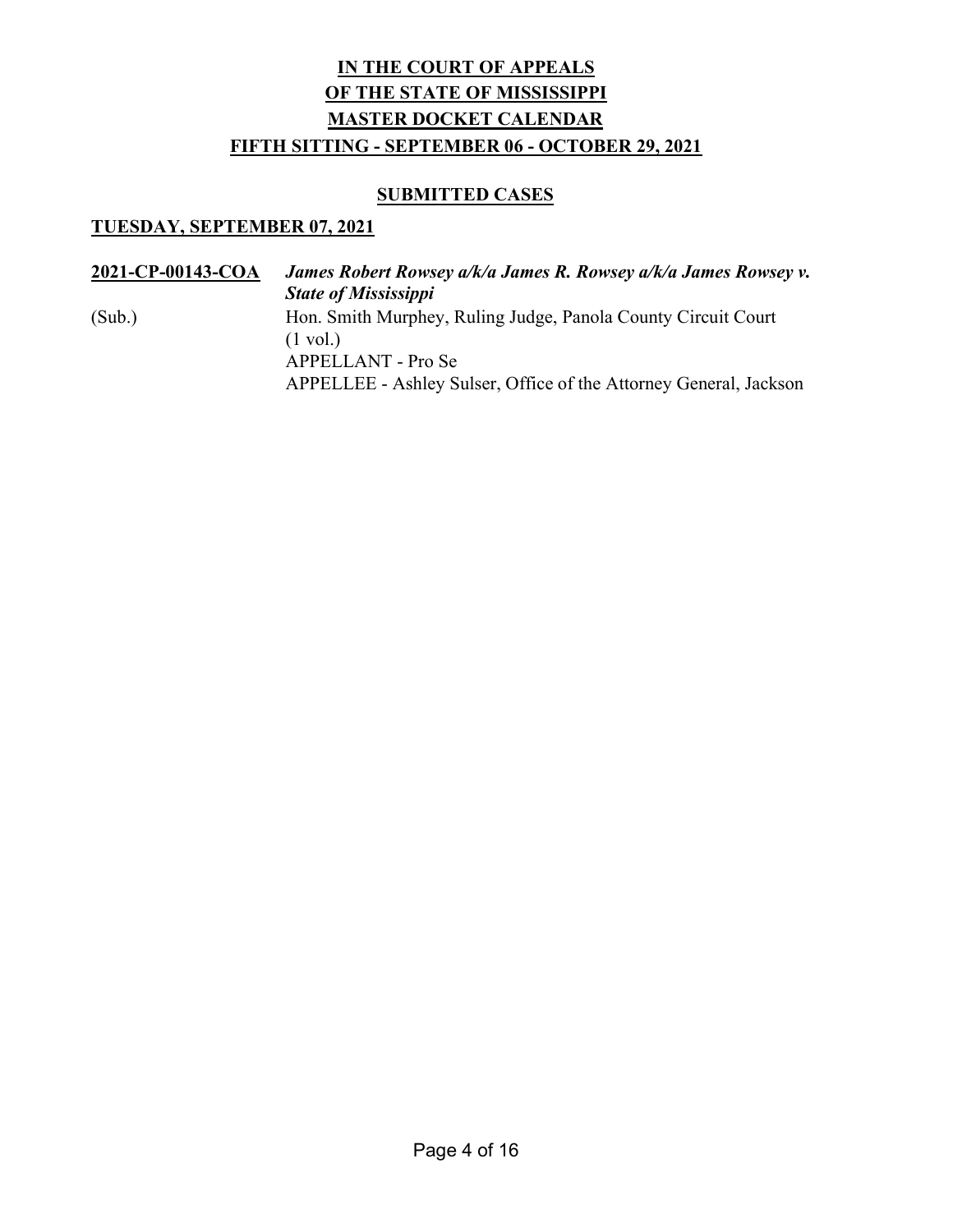# IN THE COURT OF APPEALS
# OF THE STATE OF MISSISSIPPI
# MASTER DOCKET CALENDAR
# FIFTH SITTING - SEPTEMBER 06 - OCTOBER 29, 2021

## SUBMITTED CASES

### TUESDAY, SEPTEMBER 07, 2021

**2021-CP-00143-COA** ***James Robert Rowsey a/k/a James R. Rowsey a/k/a James Rowsey v. State of Mississippi***

(Sub.)

Hon. Smith Murphey, Ruling Judge, Panola County Circuit Court
(1 vol.)
APPELLANT - Pro Se
APPELLEE - Ashley Sulser, Office of the Attorney General, Jackson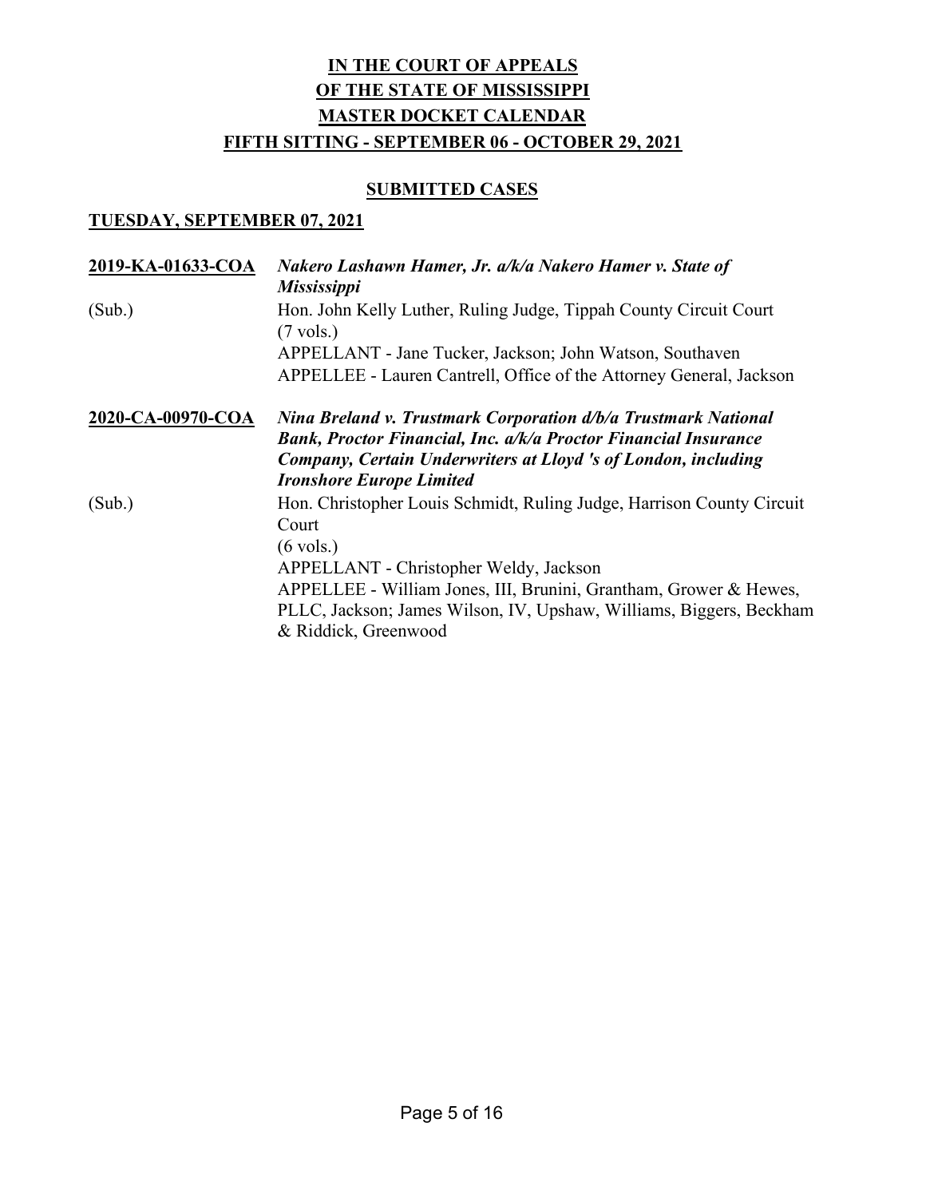# IN THE COURT OF APPEALS
# OF THE STATE OF MISSISSIPPI
# MASTER DOCKET CALENDAR
# FIFTH SITTING - SEPTEMBER 06 - OCTOBER 29, 2021

## SUBMITTED CASES

### TUESDAY, SEPTEMBER 07, 2021

**2019-KA-01633-COA** ***Nakero Lashawn Hamer, Jr. a/k/a Nakero Hamer v. State of Mississippi***

(Sub.)
Hon. John Kelly Luther, Ruling Judge, Tippah County Circuit Court
(7 vols.)
APPELLANT - Jane Tucker, Jackson; John Watson, Southaven
APPELLEE - Lauren Cantrell, Office of the Attorney General, Jackson

**2020-CA-00970-COA** ***Nina Breland v. Trustmark Corporation d/b/a Trustmark National Bank, Proctor Financial, Inc. a/k/a Proctor Financial Insurance Company, Certain Underwriters at Lloyd 's of London, including Ironshore Europe Limited***

(Sub.)
Hon. Christopher Louis Schmidt, Ruling Judge, Harrison County Circuit Court
(6 vols.)
APPELLANT - Christopher Weldy, Jackson
APPELLEE - William Jones, III, Brunini, Grantham, Grower & Hewes, PLLC, Jackson; James Wilson, IV, Upshaw, Williams, Biggers, Beckham & Riddick, Greenwood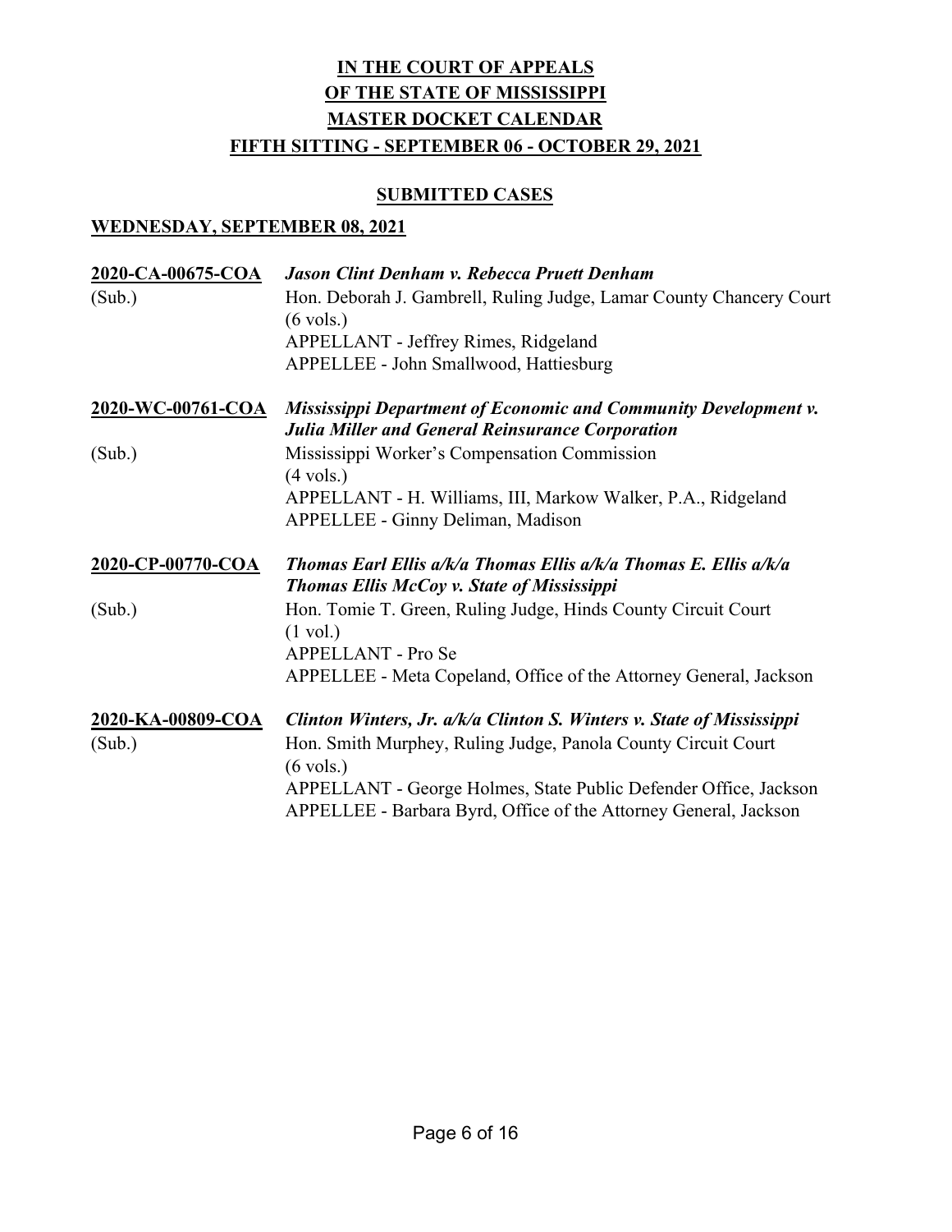# IN THE COURT OF APPEALS
# OF THE STATE OF MISSISSIPPI
# MASTER DOCKET CALENDAR
# FIFTH SITTING - SEPTEMBER 06 - OCTOBER 29, 2021

## SUBMITTED CASES

### WEDNESDAY, SEPTEMBER 08, 2021

**2020-CA-00675-COA** *Jason Clint Denham v. Rebecca Pruett Denham*
(Sub.) Hon. Deborah J. Gambrell, Ruling Judge, Lamar County Chancery Court
(6 vols.)
APPELLANT - Jeffrey Rimes, Ridgeland
APPELLEE - John Smallwood, Hattiesburg

**2020-WC-00761-COA** *Mississippi Department of Economic and Community Development v. Julia Miller and General Reinsurance Corporation*
(Sub.) Mississippi Worker's Compensation Commission
(4 vols.)
APPELLANT - H. Williams, III, Markow Walker, P.A., Ridgeland
APPELLEE - Ginny Deliman, Madison

**2020-CP-00770-COA** *Thomas Earl Ellis a/k/a Thomas Ellis a/k/a Thomas E. Ellis a/k/a Thomas Ellis McCoy v. State of Mississippi*
(Sub.) Hon. Tomie T. Green, Ruling Judge, Hinds County Circuit Court
(1 vol.)
APPELLANT - Pro Se
APPELLEE - Meta Copeland, Office of the Attorney General, Jackson

**2020-KA-00809-COA** *Clinton Winters, Jr. a/k/a Clinton S. Winters v. State of Mississippi*
(Sub.) Hon. Smith Murphey, Ruling Judge, Panola County Circuit Court
(6 vols.)
APPELLANT - George Holmes, State Public Defender Office, Jackson
APPELLEE - Barbara Byrd, Office of the Attorney General, Jackson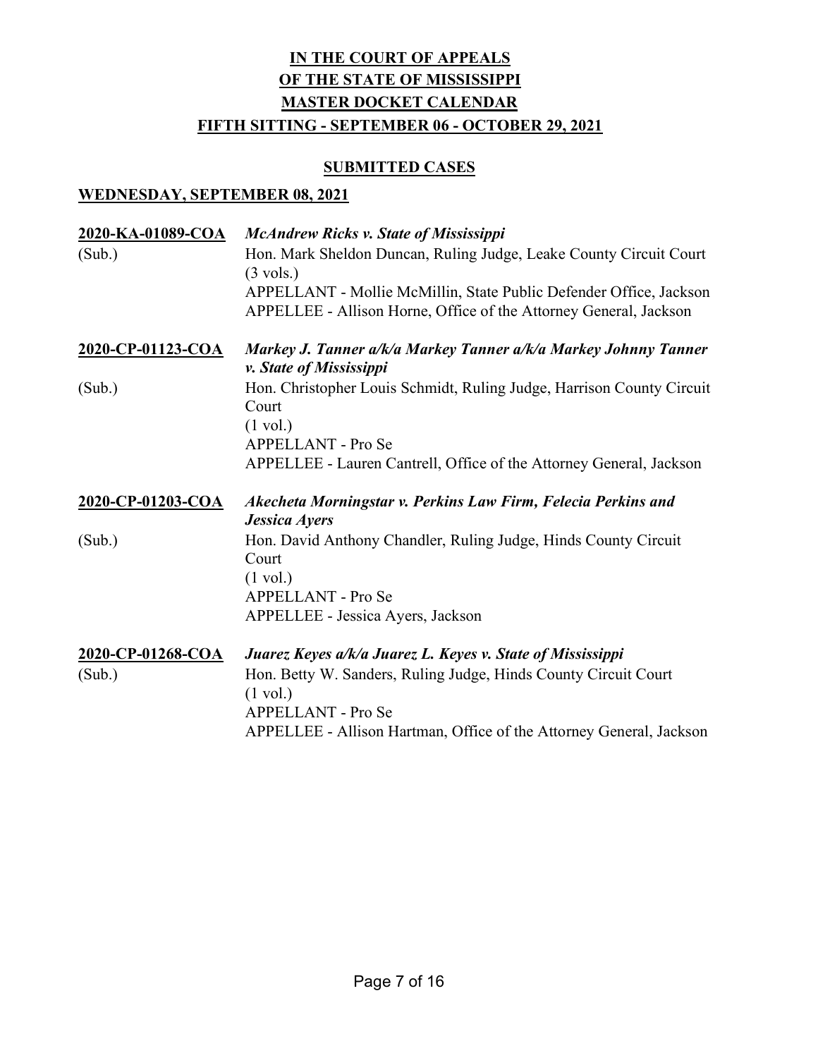# IN THE COURT OF APPEALS OF THE STATE OF MISSISSIPPI MASTER DOCKET CALENDAR

## FIFTH SITTING - SEPTEMBER 06 - OCTOBER 29, 2021

### SUBMITTED CASES

### WEDNESDAY, SEPTEMBER 08, 2021

**2020-KA-01089-COA** *McAndrew Ricks v. State of Mississippi*
(Sub.)
Hon. Mark Sheldon Duncan, Ruling Judge, Leake County Circuit Court
(3 vols.)
APPELLANT - Mollie McMillin, State Public Defender Office, Jackson
APPELLEE - Allison Horne, Office of the Attorney General, Jackson

**2020-CP-01123-COA** *Markey J. Tanner a/k/a Markey Tanner a/k/a Markey Johnny Tanner v. State of Mississippi*
(Sub.)
Hon. Christopher Louis Schmidt, Ruling Judge, Harrison County Circuit Court
(1 vol.)
APPELLANT - Pro Se
APPELLEE - Lauren Cantrell, Office of the Attorney General, Jackson

**2020-CP-01203-COA** *Akecheta Morningstar v. Perkins Law Firm, Felecia Perkins and Jessica Ayers*
(Sub.)
Hon. David Anthony Chandler, Ruling Judge, Hinds County Circuit Court
(1 vol.)
APPELLANT - Pro Se
APPELLEE - Jessica Ayers, Jackson

**2020-CP-01268-COA** *Juarez Keyes a/k/a Juarez L. Keyes v. State of Mississippi*
(Sub.)
Hon. Betty W. Sanders, Ruling Judge, Hinds County Circuit Court
(1 vol.)
APPELLANT - Pro Se
APPELLEE - Allison Hartman, Office of the Attorney General, Jackson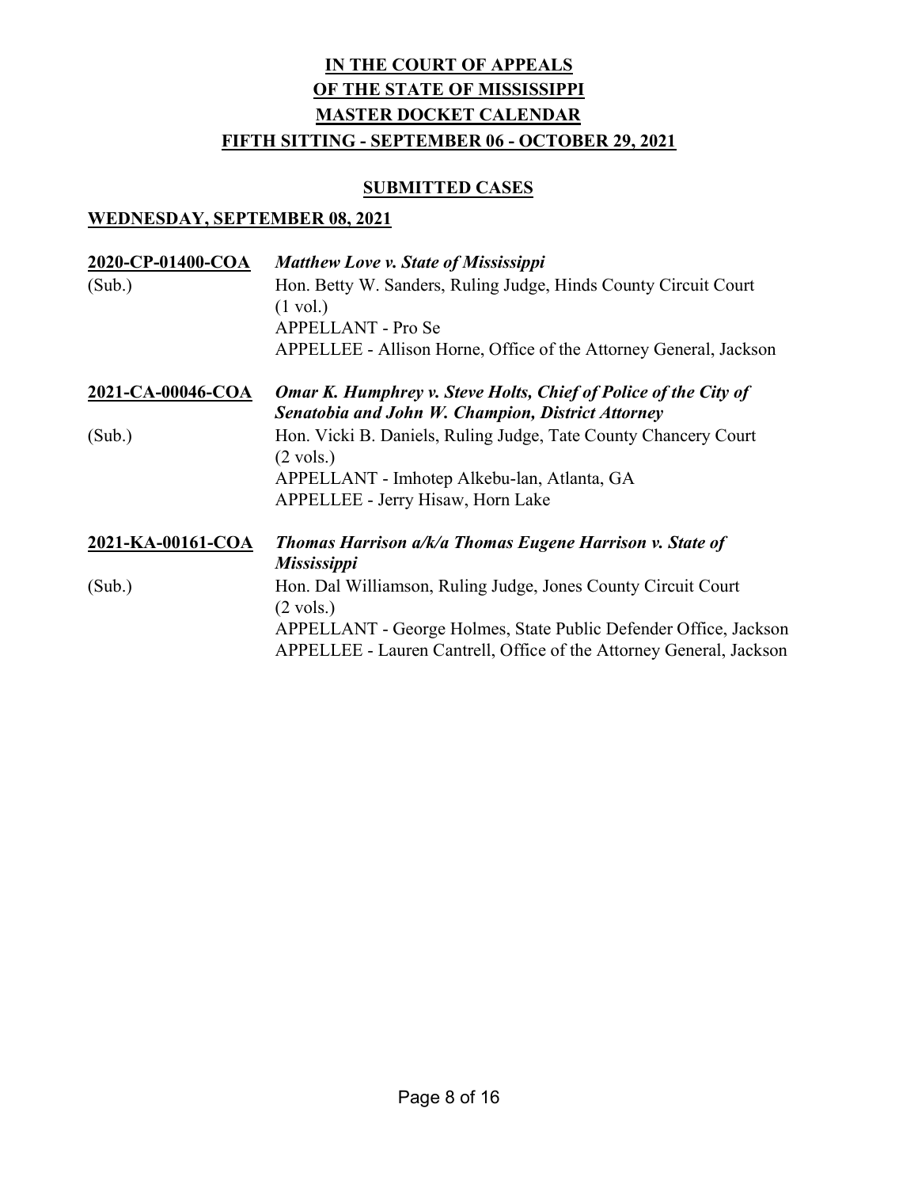# IN THE COURT OF APPEALS
# OF THE STATE OF MISSISSIPPI
# MASTER DOCKET CALENDAR
# FIFTH SITTING - SEPTEMBER 06 - OCTOBER 29, 2021

## SUBMITTED CASES

### WEDNESDAY, SEPTEMBER 08, 2021

**2020-CP-01400-COA** (Sub.)

***Matthew Love v. State of Mississippi***

Hon. Betty W. Sanders, Ruling Judge, Hinds County Circuit Court (1 vol.)
APPELLANT - Pro Se
APPELLEE - Allison Horne, Office of the Attorney General, Jackson

**2021-CA-00046-COA** (Sub.)

***Omar K. Humphrey v. Steve Holts, Chief of Police of the City of Senatobia and John W. Champion, District Attorney***

Hon. Vicki B. Daniels, Ruling Judge, Tate County Chancery Court (2 vols.)
APPELLANT - Imhotep Alkebu-lan, Atlanta, GA
APPELLEE - Jerry Hisaw, Horn Lake

**2021-KA-00161-COA** (Sub.)

***Thomas Harrison a/k/a Thomas Eugene Harrison v. State of Mississippi***

Hon. Dal Williamson, Ruling Judge, Jones County Circuit Court (2 vols.)
APPELLANT - George Holmes, State Public Defender Office, Jackson
APPELLEE - Lauren Cantrell, Office of the Attorney General, Jackson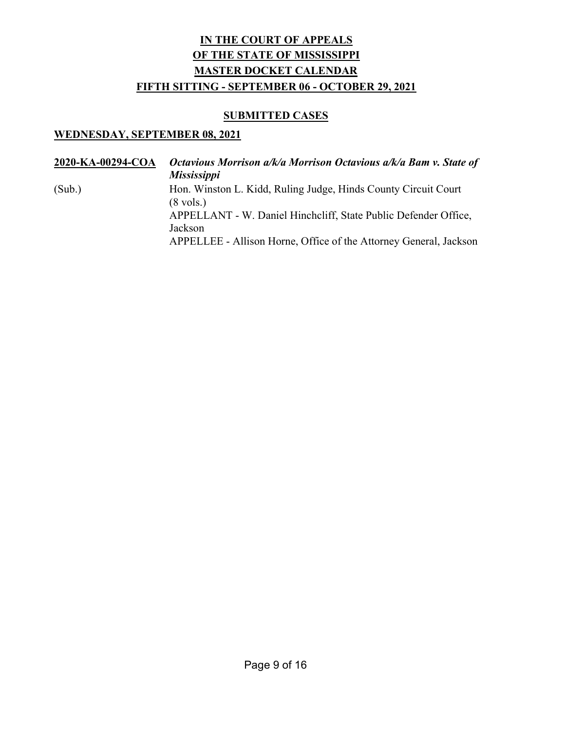# IN THE COURT OF APPEALS
# OF THE STATE OF MISSISSIPPI
# MASTER DOCKET CALENDAR
# FIFTH SITTING - SEPTEMBER 06 - OCTOBER 29, 2021

## SUBMITTED CASES

### WEDNESDAY, SEPTEMBER 08, 2021

**2020-KA-00294-COA** ***Octavious Morrison a/k/a Morrison Octavious a/k/a Bam v. State of Mississippi***

(Sub.)

Hon. Winston L. Kidd, Ruling Judge, Hinds County Circuit Court (8 vols.)

APPELLANT - W. Daniel Hinchcliff, State Public Defender Office, Jackson

APPELLEE - Allison Horne, Office of the Attorney General, Jackson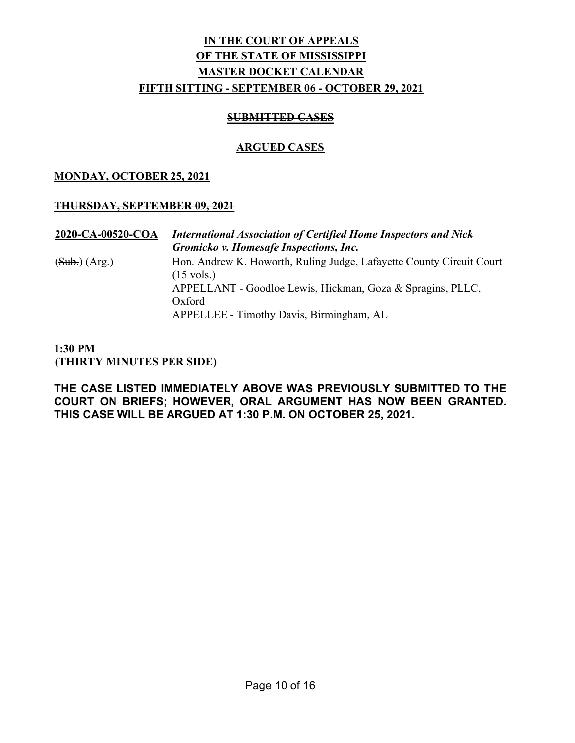# IN THE COURT OF APPEALS
# OF THE STATE OF MISSISSIPPI
# MASTER DOCKET CALENDAR
# FIFTH SITTING - SEPTEMBER 06 - OCTOBER 29, 2021

## ~~SUBMITTED CASES~~

## ARGUED CASES

**MONDAY, OCTOBER 25, 2021**

**~~THURSDAY, SEPTEMBER 09, 2021~~**

**2020-CA-00520-COA** ***International Association of Certified Home Inspectors and Nick Gromicko v. Homesafe Inspections, Inc.***

(~~Sub.~~) (Arg.)

Hon. Andrew K. Howorth, Ruling Judge, Lafayette County Circuit Court (15 vols.)

APPELLANT - Goodloe Lewis, Hickman, Goza & Spragins, PLLC, Oxford

APPELLEE - Timothy Davis, Birmingham, AL

**1:30 PM**
**(THIRTY MINUTES PER SIDE)**

**THE CASE LISTED IMMEDIATELY ABOVE WAS PREVIOUSLY SUBMITTED TO THE COURT ON BRIEFS; HOWEVER, ORAL ARGUMENT HAS NOW BEEN GRANTED. THIS CASE WILL BE ARGUED AT 1:30 P.M. ON OCTOBER 25, 2021.**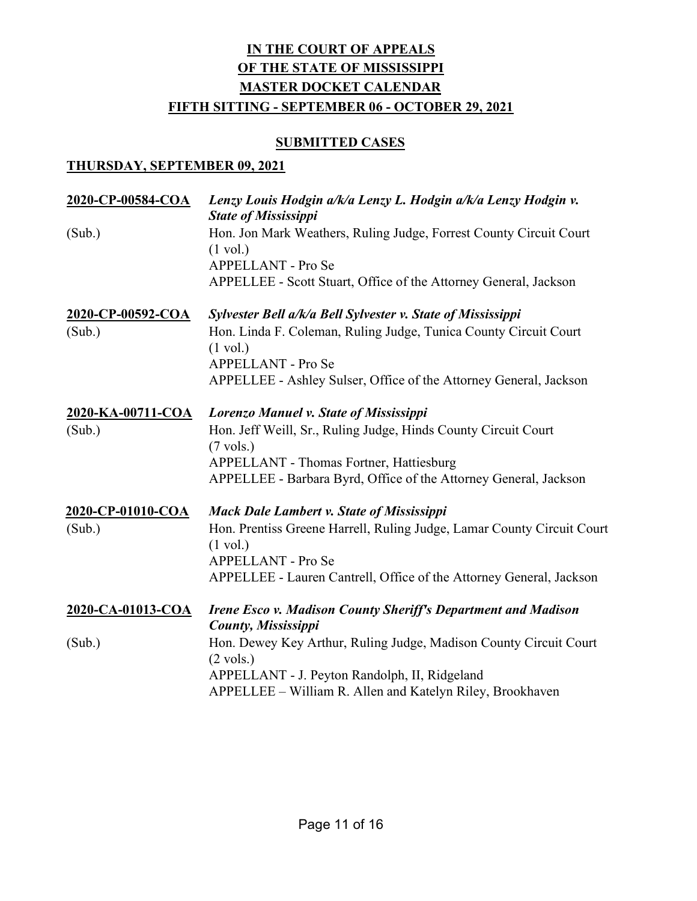# IN THE COURT OF APPEALS
# OF THE STATE OF MISSISSIPPI
# MASTER DOCKET CALENDAR
# FIFTH SITTING - SEPTEMBER 06 - OCTOBER 29, 2021

## SUBMITTED CASES

### THURSDAY, SEPTEMBER 09, 2021

**2020-CP-00584-COA** ***Lenzy Louis Hodgin a/k/a Lenzy L. Hodgin a/k/a Lenzy Hodgin v. State of Mississippi***
(Sub.)
Hon. Jon Mark Weathers, Ruling Judge, Forrest County Circuit Court (1 vol.)
APPELLANT - Pro Se
APPELLEE - Scott Stuart, Office of the Attorney General, Jackson

**2020-CP-00592-COA** ***Sylvester Bell a/k/a Bell Sylvester v. State of Mississippi***
(Sub.)
Hon. Linda F. Coleman, Ruling Judge, Tunica County Circuit Court (1 vol.)
APPELLANT - Pro Se
APPELLEE - Ashley Sulser, Office of the Attorney General, Jackson

**2020-KA-00711-COA** ***Lorenzo Manuel v. State of Mississippi***
(Sub.)
Hon. Jeff Weill, Sr., Ruling Judge, Hinds County Circuit Court (7 vols.)
APPELLANT - Thomas Fortner, Hattiesburg
APPELLEE - Barbara Byrd, Office of the Attorney General, Jackson

**2020-CP-01010-COA** ***Mack Dale Lambert v. State of Mississippi***
(Sub.)
Hon. Prentiss Greene Harrell, Ruling Judge, Lamar County Circuit Court (1 vol.)
APPELLANT - Pro Se
APPELLEE - Lauren Cantrell, Office of the Attorney General, Jackson

**2020-CA-01013-COA** ***Irene Esco v. Madison County Sheriff's Department and Madison County, Mississippi***
(Sub.)
Hon. Dewey Key Arthur, Ruling Judge, Madison County Circuit Court (2 vols.)
APPELLANT - J. Peyton Randolph, II, Ridgeland
APPELLEE – William R. Allen and Katelyn Riley, Brookhaven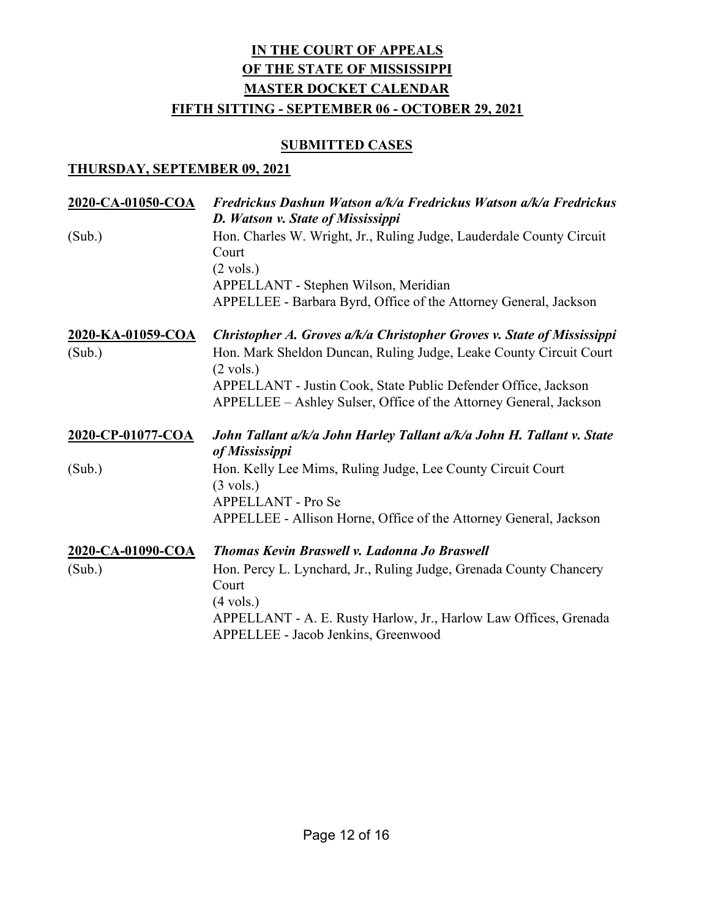# IN THE COURT OF APPEALS
# OF THE STATE OF MISSISSIPPI
# MASTER DOCKET CALENDAR
# FIFTH SITTING - SEPTEMBER 06 - OCTOBER 29, 2021

## SUBMITTED CASES

### THURSDAY, SEPTEMBER 09, 2021

**2020-CA-01050-COA** — ***Fredrickus Dashun Watson a/k/a Fredrickus Watson a/k/a Fredrickus D. Watson v. State of Mississippi***

(Sub.)
Hon. Charles W. Wright, Jr., Ruling Judge, Lauderdale County Circuit Court
(2 vols.)
APPELLANT - Stephen Wilson, Meridian
APPELLEE - Barbara Byrd, Office of the Attorney General, Jackson

**2020-KA-01059-COA** — ***Christopher A. Groves a/k/a Christopher Groves v. State of Mississippi***

(Sub.)
Hon. Mark Sheldon Duncan, Ruling Judge, Leake County Circuit Court
(2 vols.)
APPELLANT - Justin Cook, State Public Defender Office, Jackson
APPELLEE – Ashley Sulser, Office of the Attorney General, Jackson

**2020-CP-01077-COA** — ***John Tallant a/k/a John Harley Tallant a/k/a John H. Tallant v. State of Mississippi***

(Sub.)
Hon. Kelly Lee Mims, Ruling Judge, Lee County Circuit Court
(3 vols.)
APPELLANT - Pro Se
APPELLEE - Allison Horne, Office of the Attorney General, Jackson

**2020-CA-01090-COA** — ***Thomas Kevin Braswell v. Ladonna Jo Braswell***

(Sub.)
Hon. Percy L. Lynchard, Jr., Ruling Judge, Grenada County Chancery Court
(4 vols.)
APPELLANT - A. E. Rusty Harlow, Jr., Harlow Law Offices, Grenada
APPELLEE - Jacob Jenkins, Greenwood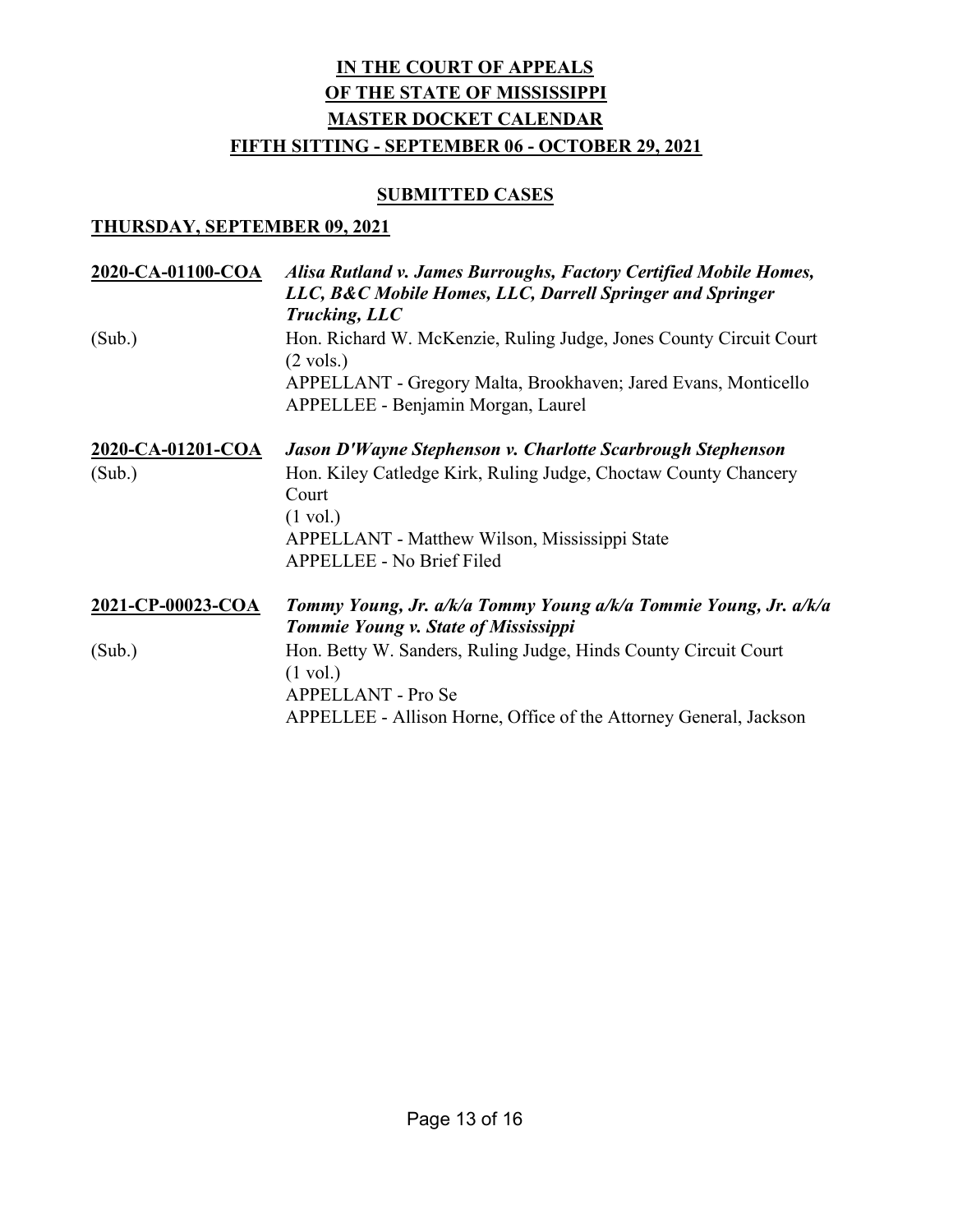# IN THE COURT OF APPEALS
# OF THE STATE OF MISSISSIPPI
# MASTER DOCKET CALENDAR
# FIFTH SITTING - SEPTEMBER 06 - OCTOBER 29, 2021

## SUBMITTED CASES

### THURSDAY, SEPTEMBER 09, 2021

**2020-CA-01100-COA** *Alisa Rutland v. James Burroughs, Factory Certified Mobile Homes, LLC, B&C Mobile Homes, LLC, Darrell Springer and Springer Trucking, LLC*

(Sub.)
Hon. Richard W. McKenzie, Ruling Judge, Jones County Circuit Court
(2 vols.)
APPELLANT - Gregory Malta, Brookhaven; Jared Evans, Monticello
APPELLEE - Benjamin Morgan, Laurel

**2020-CA-01201-COA** *Jason D'Wayne Stephenson v. Charlotte Scarbrough Stephenson*

(Sub.)
Hon. Kiley Catledge Kirk, Ruling Judge, Choctaw County Chancery Court
(1 vol.)
APPELLANT - Matthew Wilson, Mississippi State
APPELLEE - No Brief Filed

**2021-CP-00023-COA** *Tommy Young, Jr. a/k/a Tommy Young a/k/a Tommie Young, Jr. a/k/a Tommie Young v. State of Mississippi*

(Sub.)
Hon. Betty W. Sanders, Ruling Judge, Hinds County Circuit Court
(1 vol.)
APPELLANT - Pro Se
APPELLEE - Allison Horne, Office of the Attorney General, Jackson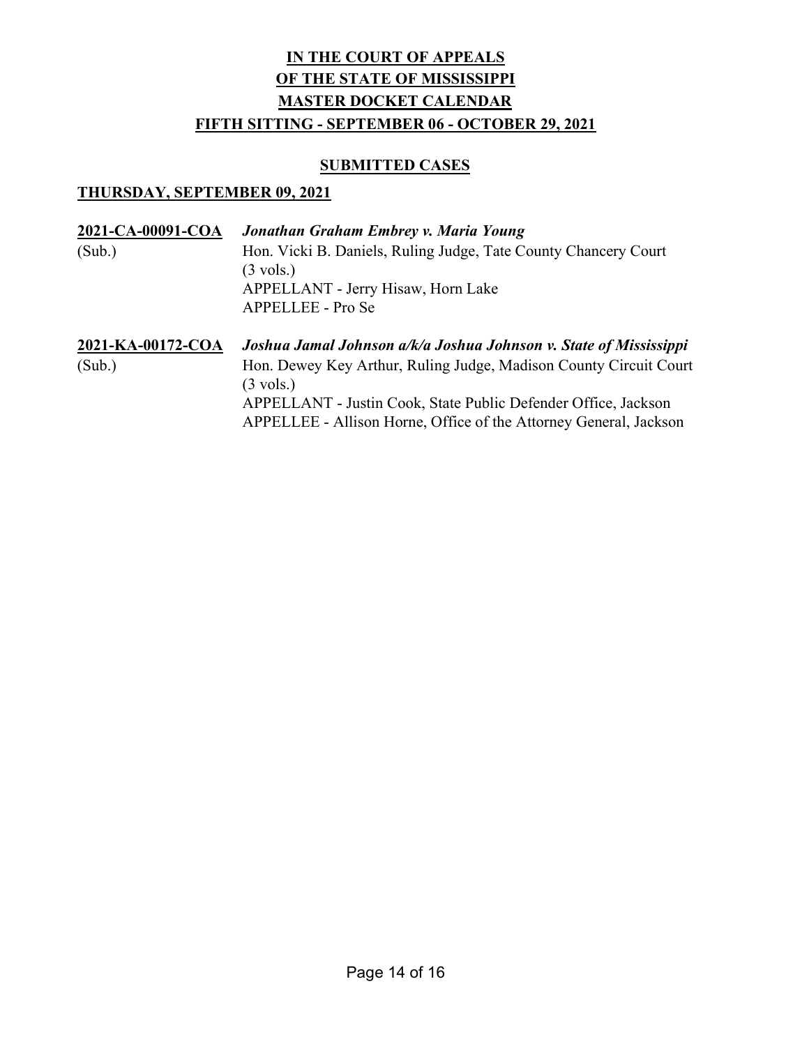**IN THE COURT OF APPEALS**
**OF THE STATE OF MISSISSIPPI**
**MASTER DOCKET CALENDAR**
**FIFTH SITTING - SEPTEMBER 06 - OCTOBER 29, 2021**

**SUBMITTED CASES**

**THURSDAY, SEPTEMBER 09, 2021**

**2021-CA-00091-COA** *Jonathan Graham Embrey v. Maria Young*
(Sub.)
Hon. Vicki B. Daniels, Ruling Judge, Tate County Chancery Court
(3 vols.)
APPELLANT - Jerry Hisaw, Horn Lake
APPELLEE - Pro Se

**2021-KA-00172-COA** *Joshua Jamal Johnson a/k/a Joshua Johnson v. State of Mississippi*
(Sub.)
Hon. Dewey Key Arthur, Ruling Judge, Madison County Circuit Court
(3 vols.)
APPELLANT - Justin Cook, State Public Defender Office, Jackson
APPELLEE - Allison Horne, Office of the Attorney General, Jackson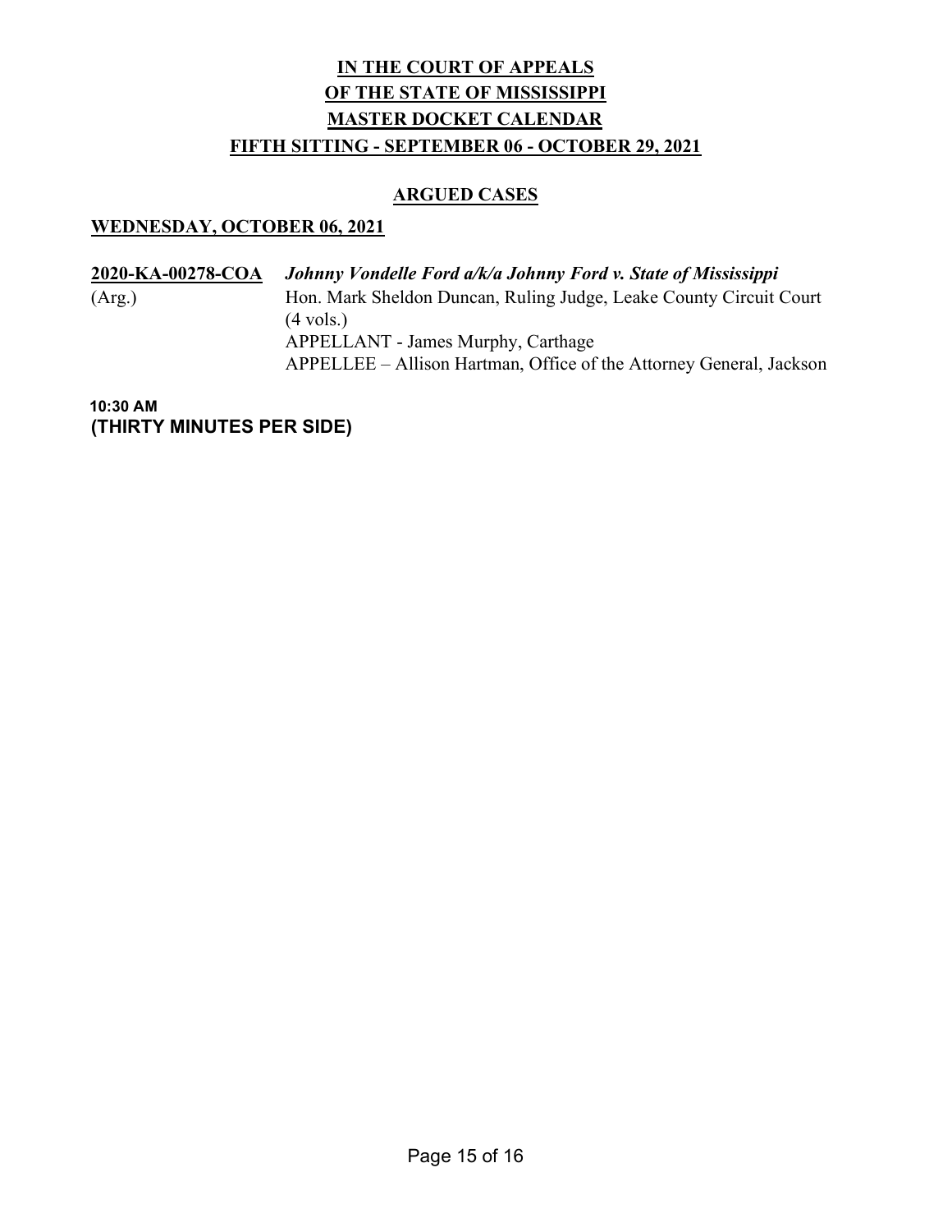# IN THE COURT OF APPEALS
# OF THE STATE OF MISSISSIPPI
# MASTER DOCKET CALENDAR
# FIFTH SITTING - SEPTEMBER 06 - OCTOBER 29, 2021

## ARGUED CASES

### WEDNESDAY, OCTOBER 06, 2021

**2020-KA-00278-COA** ***Johnny Vondelle Ford a/k/a Johnny Ford v. State of Mississippi***
(Arg.)
Hon. Mark Sheldon Duncan, Ruling Judge, Leake County Circuit Court
(4 vols.)
APPELLANT - James Murphy, Carthage
APPELLEE – Allison Hartman, Office of the Attorney General, Jackson

**10:30 AM**
**(THIRTY MINUTES PER SIDE)**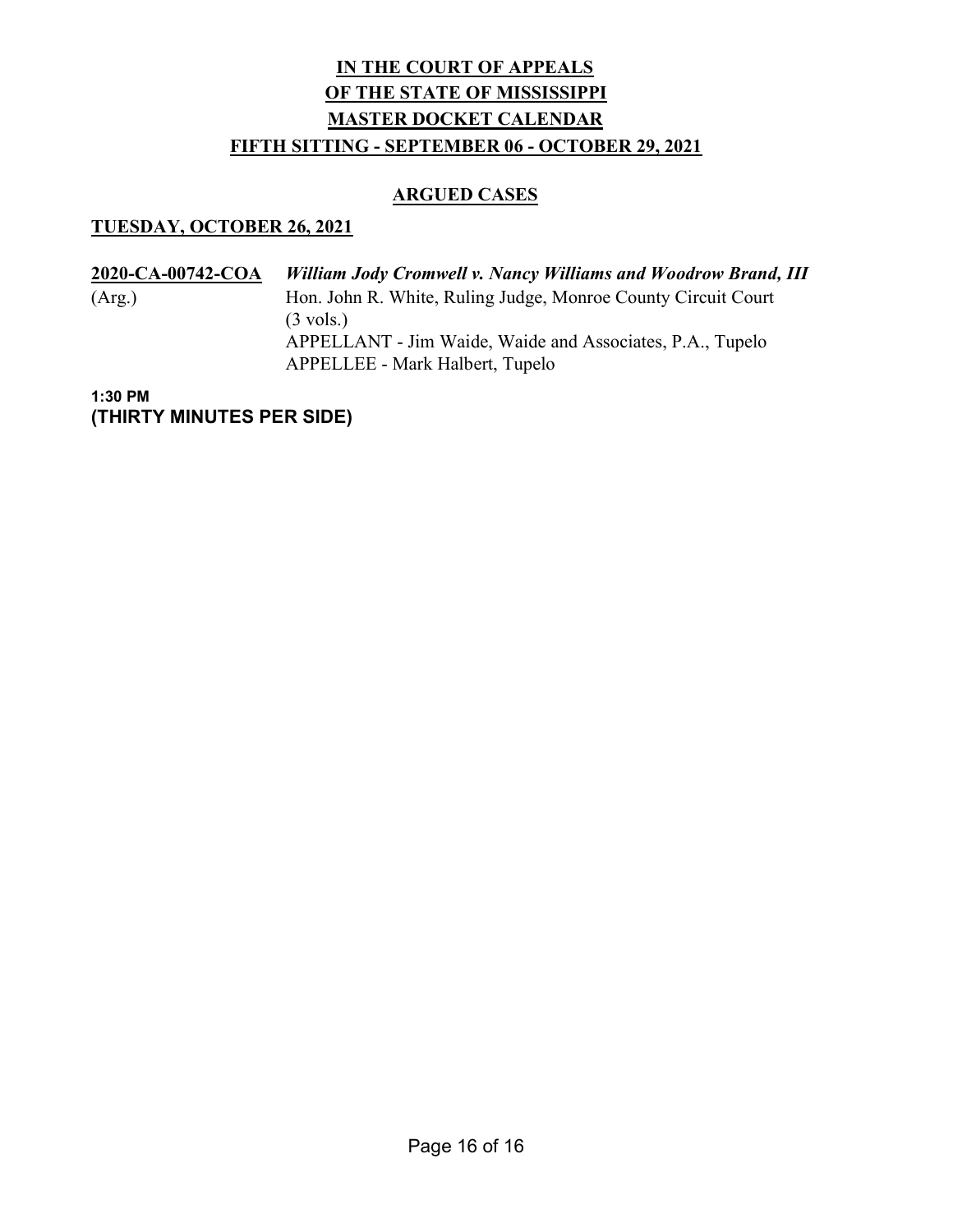**IN THE COURT OF APPEALS**
**OF THE STATE OF MISSISSIPPI**
**MASTER DOCKET CALENDAR**
**FIFTH SITTING - SEPTEMBER 06 - OCTOBER 29, 2021**

**ARGUED CASES**

**TUESDAY, OCTOBER 26, 2021**

**2020-CA-00742-COA** ***William Jody Cromwell v. Nancy Williams and Woodrow Brand, III***
(Arg.)
Hon. John R. White, Ruling Judge, Monroe County Circuit Court
(3 vols.)
APPELLANT - Jim Waide, Waide and Associates, P.A., Tupelo
APPELLEE - Mark Halbert, Tupelo

**1:30 PM**
**(THIRTY MINUTES PER SIDE)**